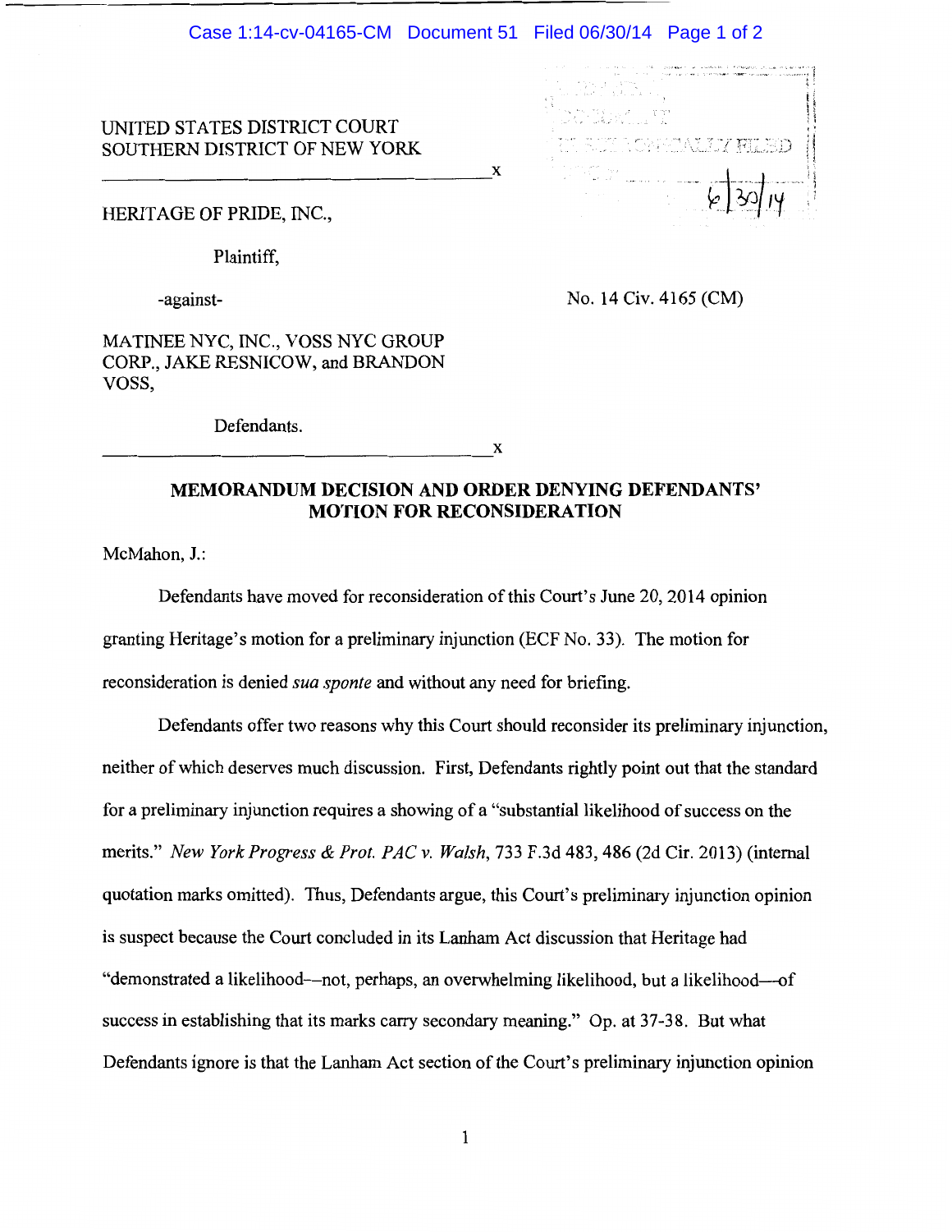UNITED STATES DISTRICT COURT
SOUTHERN DISTRICT OF NEW YORK

---

HERITAGE OF PRIDE, INC.,

Plaintiff,

-against-

No. 14 Civ. 4165 (CM)

MATINEE NYC, INC., VOSS NYC GROUP CORP., JAKE RESNICOW, and BRANDON VOSS,

Defendants.

---

**MEMORANDUM DECISION AND ORDER DENYING DEFENDANTS' MOTION FOR RECONSIDERATION**

McMahon, J.:

Defendants have moved for reconsideration of this Court's June 20, 2014 opinion granting Heritage's motion for a preliminary injunction (ECF No. 33). The motion for reconsideration is denied *sua sponte* and without any need for briefing.

Defendants offer two reasons why this Court should reconsider its preliminary injunction, neither of which deserves much discussion. First, Defendants rightly point out that the standard for a preliminary injunction requires a showing of a "substantial likelihood of success on the merits." *New York Progress & Prot. PAC v. Walsh*, 733 F.3d 483, 486 (2d Cir. 2013) (internal quotation marks omitted). Thus, Defendants argue, this Court's preliminary injunction opinion is suspect because the Court concluded in its Lanham Act discussion that Heritage had "demonstrated a likelihood—not, perhaps, an overwhelming likelihood, but a likelihood—of success in establishing that its marks carry secondary meaning." Op. at 37-38. But what Defendants ignore is that the Lanham Act section of the Court's preliminary injunction opinion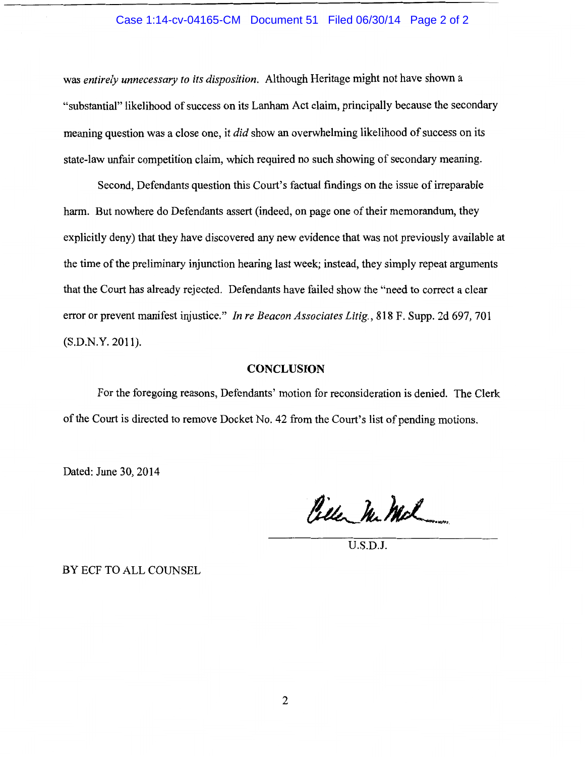was *entirely unnecessary to its disposition*. Although Heritage might not have shown a "substantial" likelihood of success on its Lanham Act claim, principally because the secondary meaning question was a close one, it *did* show an overwhelming likelihood of success on its state-law unfair competition claim, which required no such showing of secondary meaning.

Second, Defendants question this Court's factual findings on the issue of irreparable harm. But nowhere do Defendants assert (indeed, on page one of their memorandum, they explicitly deny) that they have discovered any new evidence that was not previously available at the time of the preliminary injunction hearing last week; instead, they simply repeat arguments that the Court has already rejected. Defendants have failed show the "need to correct a clear error or prevent manifest injustice." *In re Beacon Associates Litig.*, 818 F. Supp. 2d 697, 701 (S.D.N.Y. 2011).

## CONCLUSION

For the foregoing reasons, Defendants' motion for reconsideration is denied. The Clerk of the Court is directed to remove Docket No. 42 from the Court's list of pending motions.

Dated: June 30, 2014

U.S.D.J.

BY ECF TO ALL COUNSEL